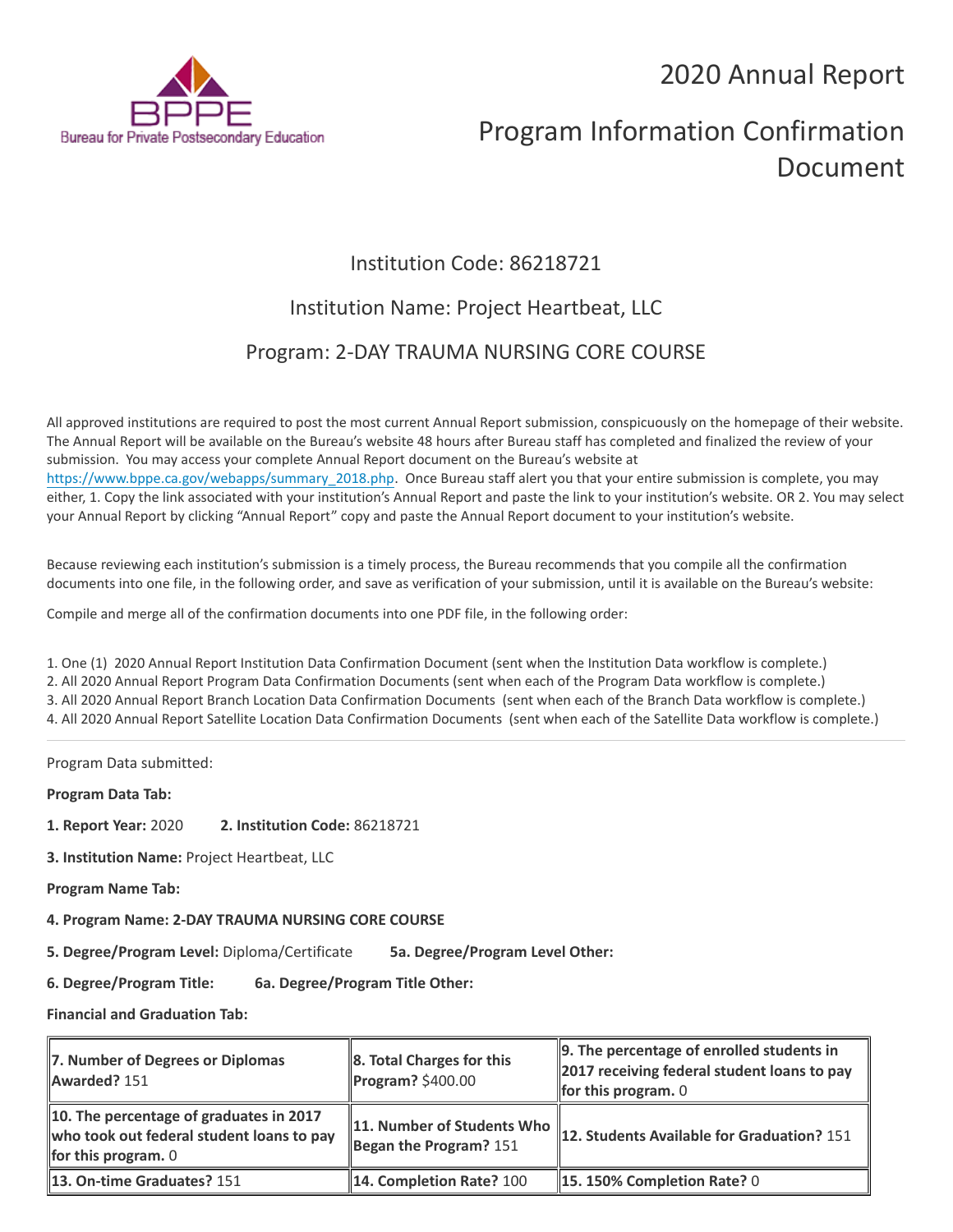# 2020 Annual Report

# Program Information Confirmation Document

## Institution Code: 86218721

## Institution Name: Project Heartbeat, LLC

## Program: 2-DAY TRAUMA NURSING CORE COURSE

All approved institutions are required to post the most current Annual Report submission, conspicuously on the homepage of their website. The Annual Report will be available on the Bureau's website 48 hours after Bureau staff has completed and finalized the review of your submission. You may access your complete Annual Report document on the Bureau's website at https://www.bppe.ca.gov/webapps/summary_2018.php. Once Bureau staff alert you that your entire submission is complete, you may either, 1. Copy the link associated with your institution's Annual Report and paste the link to your institution's website. OR 2. You may select your Annual Report by clicking "Annual Report" copy and paste the Annual Report document to your institution's website.

Because reviewing each institution's submission is a timely process, the Bureau recommends that you compile all the confirmation documents into one file, in the following order, and save as verification of your submission, until it is available on the Bureau's website:

Compile and merge all of the confirmation documents into one PDF file, in the following order:

1. One (1) 2020 Annual Report Institution Data Confirmation Document (sent when the Institution Data workflow is complete.)
2. All 2020 Annual Report Program Data Confirmation Documents (sent when each of the Program Data workflow is complete.)
3. All 2020 Annual Report Branch Location Data Confirmation Documents (sent when each of the Branch Data workflow is complete.)
4. All 2020 Annual Report Satellite Location Data Confirmation Documents (sent when each of the Satellite Data workflow is complete.)

---

Program Data submitted:

**Program Data Tab:**

**1. Report Year:** 2020 **2. Institution Code:** 86218721

**3. Institution Name:** Project Heartbeat, LLC

**Program Name Tab:**

**4. Program Name: 2-DAY TRAUMA NURSING CORE COURSE**

**5. Degree/Program Level:** Diploma/Certificate **5a. Degree/Program Level Other:**

**6. Degree/Program Title:** **6a. Degree/Program Title Other:**

**Financial and Graduation Tab:**

| | | |
|---|---|---|
| **7. Number of Degrees or Diplomas Awarded?** 151 | **8. Total Charges for this Program?** $400.00 | **9. The percentage of enrolled students in 2017 receiving federal student loans to pay for this program.** 0 |
| **10. The percentage of graduates in 2017 who took out federal student loans to pay for this program.** 0 | **11. Number of Students Who Began the Program?** 151 | **12. Students Available for Graduation?** 151 |
| **13. On-time Graduates?** 151 | **14. Completion Rate?** 100 | **15. 150% Completion Rate?** 0 |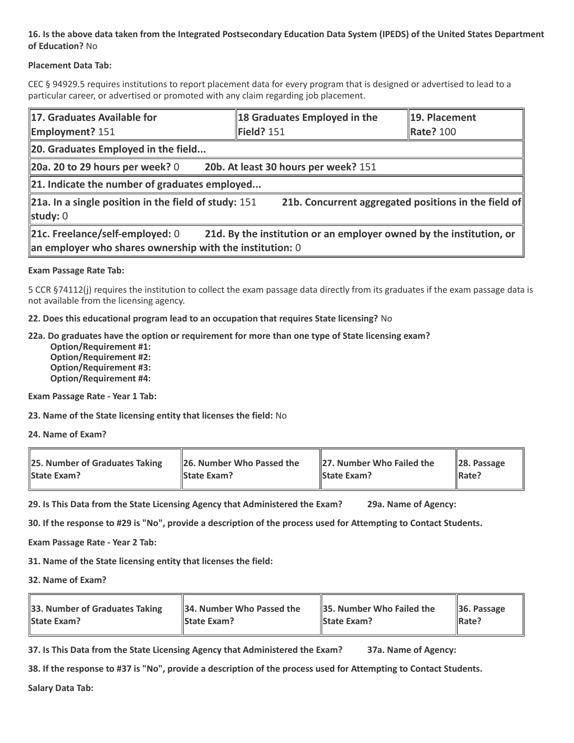**16. Is the above data taken from the Integrated Postsecondary Education Data System (IPEDS) of the United States Department of Education?** No

**Placement Data Tab:**

CEC § 94929.5 requires institutions to report placement data for every program that is designed or advertised to lead to a particular career, or advertised or promoted with any claim regarding job placement.

| **17. Graduates Available for Employment?** 151 | **18 Graduates Employed in the Field?** 151 | **19. Placement Rate?** 100 |
|---|---|---|
| **20. Graduates Employed in the field...** | | |
| **20a. 20 to 29 hours per week?** 0 **20b. At least 30 hours per week?** 151 | | |
| **21. Indicate the number of graduates employed...** | | |
| **21a. In a single position in the field of study:** 151 **21b. Concurrent aggregated positions in the field of study:** 0 | | |
| **21c. Freelance/self-employed:** 0 **21d. By the institution or an employer owned by the institution, or an employer who shares ownership with the institution:** 0 | | |

**Exam Passage Rate Tab:**

5 CCR §74112(j) requires the institution to collect the exam passage data directly from its graduates if the exam passage data is not available from the licensing agency.

**22. Does this educational program lead to an occupation that requires State licensing?** No

**22a. Do graduates have the option or requirement for more than one type of State licensing exam?**
- **Option/Requirement #1:**
- **Option/Requirement #2:**
- **Option/Requirement #3:**
- **Option/Requirement #4:**

**Exam Passage Rate - Year 1 Tab:**

**23. Name of the State licensing entity that licenses the field:** No

**24. Name of Exam?**

| **25. Number of Graduates Taking State Exam?** | **26. Number Who Passed the State Exam?** | **27. Number Who Failed the State Exam?** | **28. Passage Rate?** |
|---|---|---|---|

**29. Is This Data from the State Licensing Agency that Administered the Exam?** **29a. Name of Agency:**

**30. If the response to #29 is "No", provide a description of the process used for Attempting to Contact Students.**

**Exam Passage Rate - Year 2 Tab:**

**31. Name of the State licensing entity that licenses the field:**

**32. Name of Exam?**

| **33. Number of Graduates Taking State Exam?** | **34. Number Who Passed the State Exam?** | **35. Number Who Failed the State Exam?** | **36. Passage Rate?** |
|---|---|---|---|

**37. Is This Data from the State Licensing Agency that Administered the Exam?** **37a. Name of Agency:**

**38. If the response to #37 is "No", provide a description of the process used for Attempting to Contact Students.**

**Salary Data Tab:**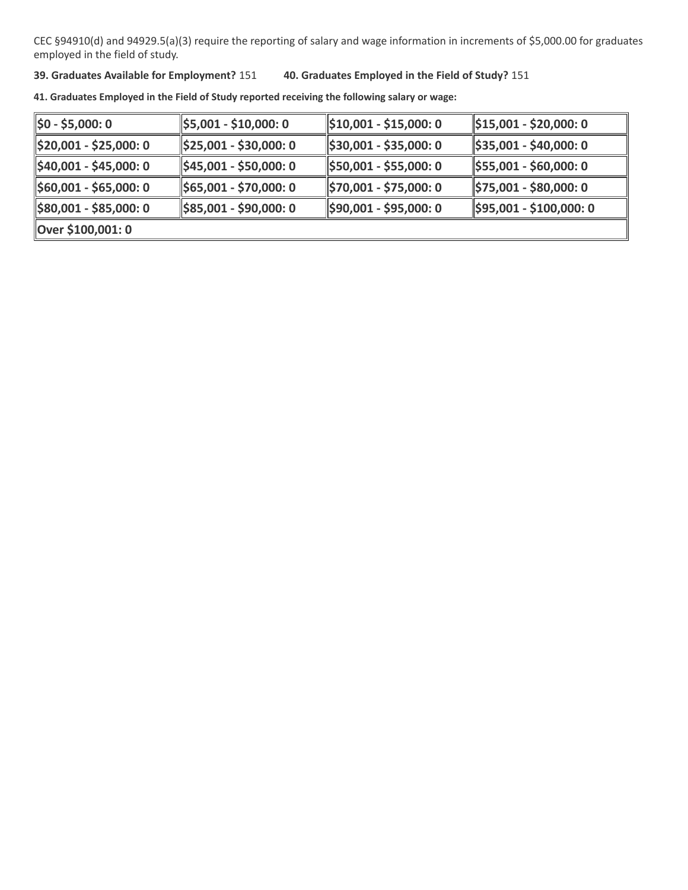CEC §94910(d) and 94929.5(a)(3) require the reporting of salary and wage information in increments of $5,000.00 for graduates employed in the field of study.

**39. Graduates Available for Employment?** 151 **40. Graduates Employed in the Field of Study?** 151

**41. Graduates Employed in the Field of Study reported receiving the following salary or wage:**

| | | | |
|---|---|---|---|
| **$0 - $5,000: 0** | **$5,001 - $10,000: 0** | **$10,001 - $15,000: 0** | **$15,001 - $20,000: 0** |
| **$20,001 - $25,000: 0** | **$25,001 - $30,000: 0** | **$30,001 - $35,000: 0** | **$35,001 - $40,000: 0** |
| **$40,001 - $45,000: 0** | **$45,001 - $50,000: 0** | **$50,001 - $55,000: 0** | **$55,001 - $60,000: 0** |
| **$60,001 - $65,000: 0** | **$65,001 - $70,000: 0** | **$70,001 - $75,000: 0** | **$75,001 - $80,000: 0** |
| **$80,001 - $85,000: 0** | **$85,001 - $90,000: 0** | **$90,001 - $95,000: 0** | **$95,001 - $100,000: 0** |
| **Over $100,001: 0** | | | |